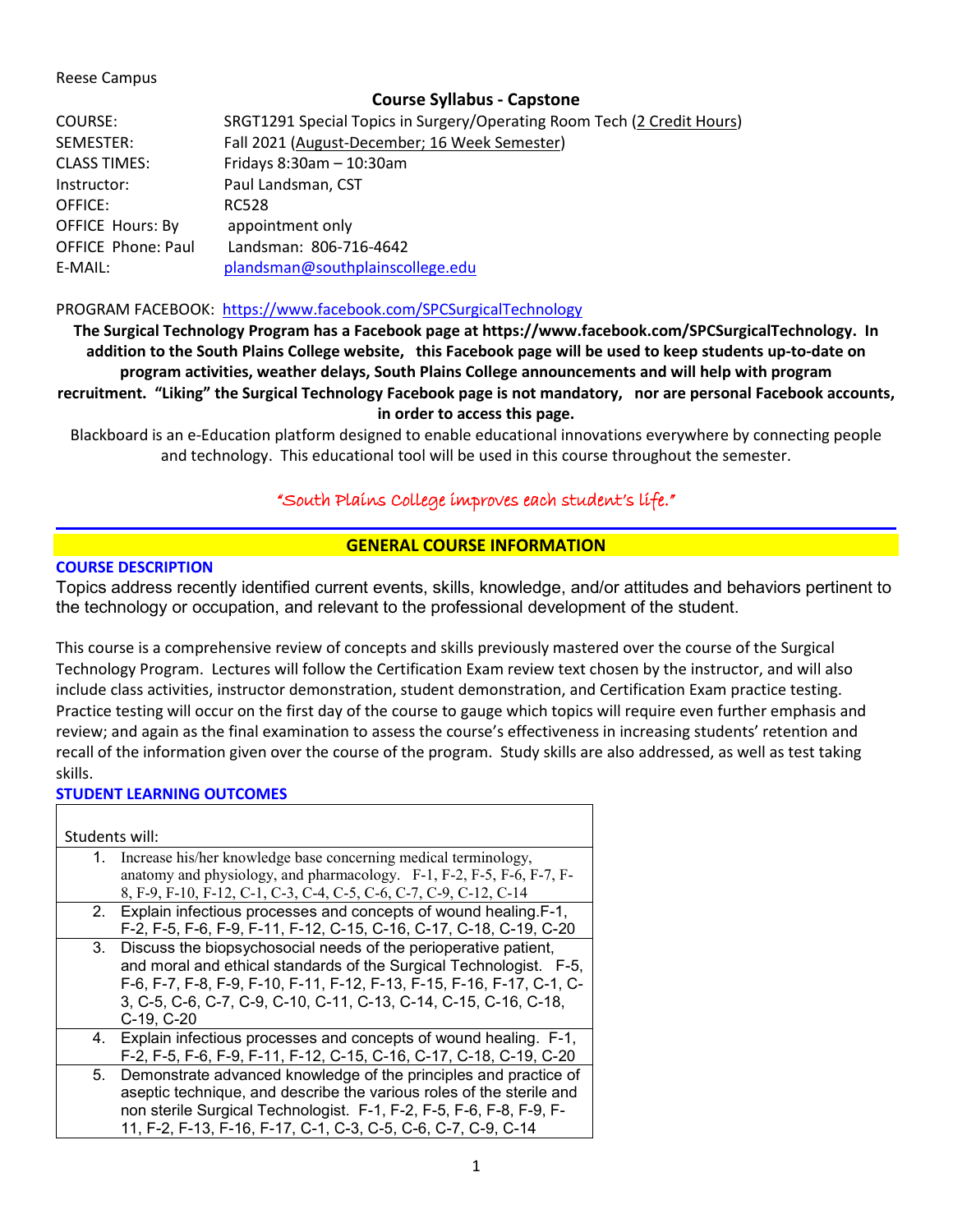Reese Campus

## Course Syllabus - Capstone

COURSE: SRGT1291 Special Topics in Surgery/Operating Room Tech (2 Credit Hours)
SEMESTER: Fall 2021 (August-December; 16 Week Semester)
CLASS TIMES: Fridays 8:30am – 10:30am
Instructor: Paul Landsman, CST
OFFICE: RC528
OFFICE Hours: By appointment only
OFFICE Phone: Paul Landsman: 806-716-4642
E-MAIL: plandsman@southplainscollege.edu

PROGRAM FACEBOOK: https://www.facebook.com/SPCSurgicalTechnology

**The Surgical Technology Program has a Facebook page at https://www.facebook.com/SPCSurgicalTechnology. In addition to the South Plains College website, this Facebook page will be used to keep students up-to-date on program activities, weather delays, South Plains College announcements and will help with program recruitment. "Liking" the Surgical Technology Facebook page is not mandatory, nor are personal Facebook accounts, in order to access this page.**

Blackboard is an e-Education platform designed to enable educational innovations everywhere by connecting people and technology. This educational tool will be used in this course throughout the semester.

*"South Plains College improves each student's life."*

## GENERAL COURSE INFORMATION

### COURSE DESCRIPTION

Topics address recently identified current events, skills, knowledge, and/or attitudes and behaviors pertinent to the technology or occupation, and relevant to the professional development of the student.

This course is a comprehensive review of concepts and skills previously mastered over the course of the Surgical Technology Program. Lectures will follow the Certification Exam review text chosen by the instructor, and will also include class activities, instructor demonstration, student demonstration, and Certification Exam practice testing. Practice testing will occur on the first day of the course to gauge which topics will require even further emphasis and review; and again as the final examination to assess the course's effectiveness in increasing students' retention and recall of the information given over the course of the program. Study skills are also addressed, as well as test taking skills.

### STUDENT LEARNING OUTCOMES

| Students will: |
|---|
| 1. Increase his/her knowledge base concerning medical terminology, anatomy and physiology, and pharmacology. F-1, F-2, F-5, F-6, F-7, F-8, F-9, F-10, F-12, C-1, C-3, C-4, C-5, C-6, C-7, C-9, C-12, C-14 |
| 2. Explain infectious processes and concepts of wound healing.F-1, F-2, F-5, F-6, F-9, F-11, F-12, C-15, C-16, C-17, C-18, C-19, C-20 |
| 3. Discuss the biopsychosocial needs of the perioperative patient, and moral and ethical standards of the Surgical Technologist. F-5, F-6, F-7, F-8, F-9, F-10, F-11, F-12, F-13, F-15, F-16, F-17, C-1, C-3, C-5, C-6, C-7, C-9, C-10, C-11, C-13, C-14, C-15, C-16, C-18, C-19, C-20 |
| 4. Explain infectious processes and concepts of wound healing. F-1, F-2, F-5, F-6, F-9, F-11, F-12, C-15, C-16, C-17, C-18, C-19, C-20 |
| 5. Demonstrate advanced knowledge of the principles and practice of aseptic technique, and describe the various roles of the sterile and non sterile Surgical Technologist. F-1, F-2, F-5, F-6, F-8, F-9, F-11, F-2, F-13, F-16, F-17, C-1, C-3, C-5, C-6, C-7, C-9, C-14 |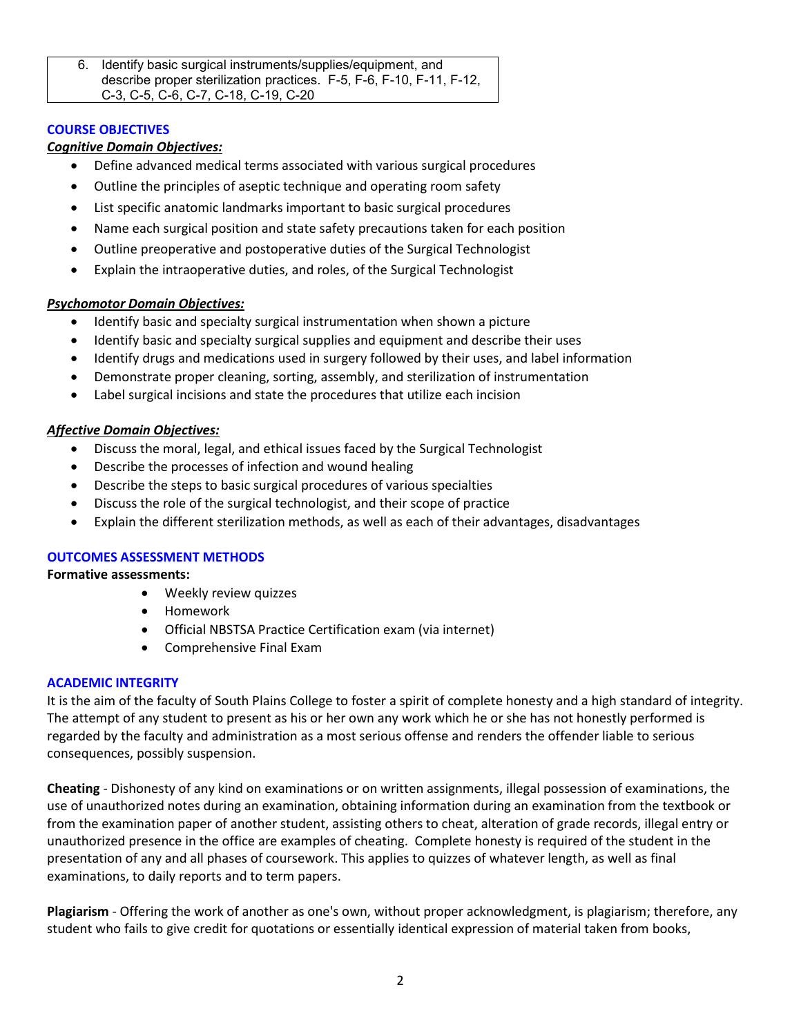| 6. Identify basic surgical instruments/supplies/equipment, and describe proper sterilization practices. F-5, F-6, F-10, F-11, F-12, C-3, C-5, C-6, C-7, C-18, C-19, C-20 |
|---|

## COURSE OBJECTIVES

***Cognitive Domain Objectives:***

- Define advanced medical terms associated with various surgical procedures
- Outline the principles of aseptic technique and operating room safety
- List specific anatomic landmarks important to basic surgical procedures
- Name each surgical position and state safety precautions taken for each position
- Outline preoperative and postoperative duties of the Surgical Technologist
- Explain the intraoperative duties, and roles, of the Surgical Technologist

***Psychomotor Domain Objectives:***

- Identify basic and specialty surgical instrumentation when shown a picture
- Identify basic and specialty surgical supplies and equipment and describe their uses
- Identify drugs and medications used in surgery followed by their uses, and label information
- Demonstrate proper cleaning, sorting, assembly, and sterilization of instrumentation
- Label surgical incisions and state the procedures that utilize each incision

***Affective Domain Objectives:***

- Discuss the moral, legal, and ethical issues faced by the Surgical Technologist
- Describe the processes of infection and wound healing
- Describe the steps to basic surgical procedures of various specialties
- Discuss the role of the surgical technologist, and their scope of practice
- Explain the different sterilization methods, as well as each of their advantages, disadvantages

## OUTCOMES ASSESSMENT METHODS

**Formative assessments:**

- Weekly review quizzes
- Homework
- Official NBSTSA Practice Certification exam (via internet)
- Comprehensive Final Exam

## ACADEMIC INTEGRITY

It is the aim of the faculty of South Plains College to foster a spirit of complete honesty and a high standard of integrity. The attempt of any student to present as his or her own any work which he or she has not honestly performed is regarded by the faculty and administration as a most serious offense and renders the offender liable to serious consequences, possibly suspension.

**Cheating** - Dishonesty of any kind on examinations or on written assignments, illegal possession of examinations, the use of unauthorized notes during an examination, obtaining information during an examination from the textbook or from the examination paper of another student, assisting others to cheat, alteration of grade records, illegal entry or unauthorized presence in the office are examples of cheating. Complete honesty is required of the student in the presentation of any and all phases of coursework. This applies to quizzes of whatever length, as well as final examinations, to daily reports and to term papers.

**Plagiarism** - Offering the work of another as one's own, without proper acknowledgment, is plagiarism; therefore, any student who fails to give credit for quotations or essentially identical expression of material taken from books,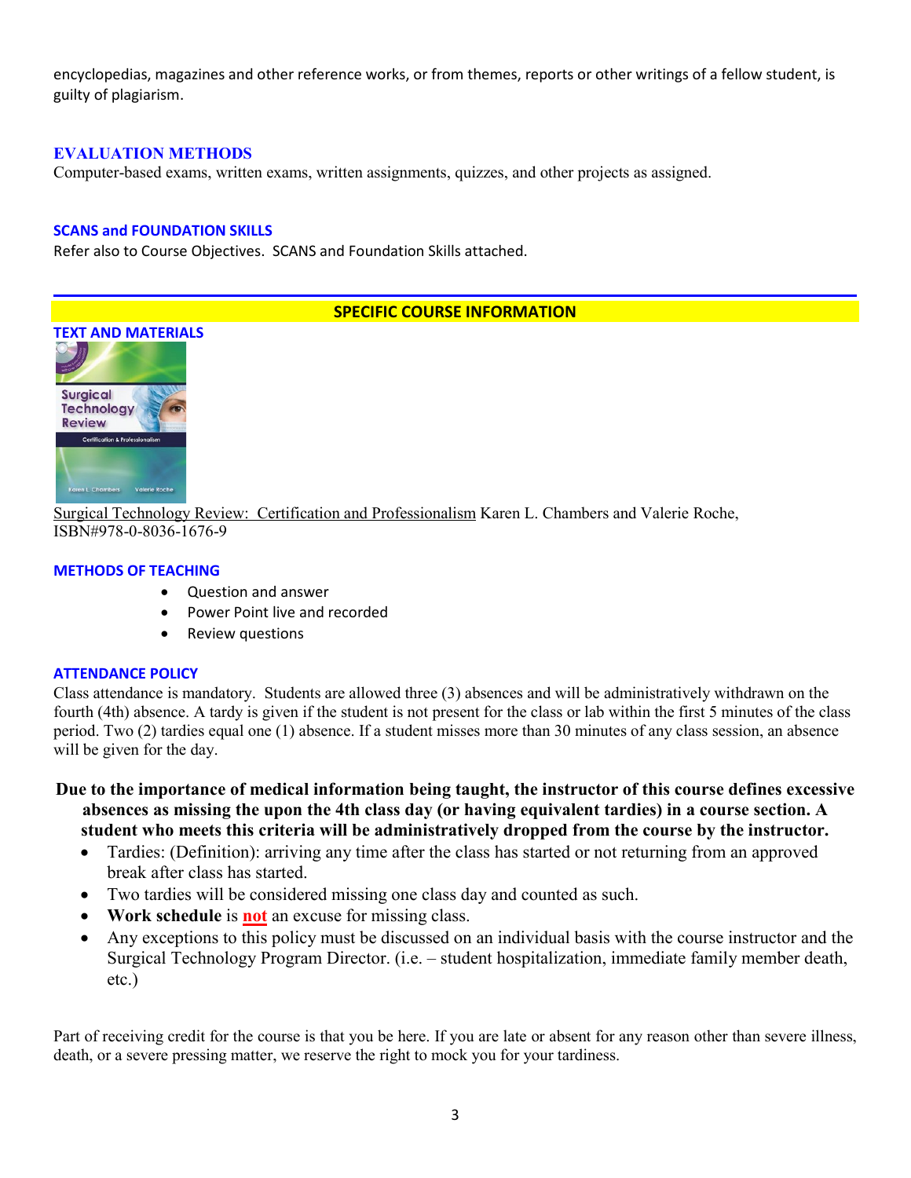encyclopedias, magazines and other reference works, or from themes, reports or other writings of a fellow student, is guilty of plagiarism.

### EVALUATION METHODS

Computer-based exams, written exams, written assignments, quizzes, and other projects as assigned.

### SCANS and FOUNDATION SKILLS

Refer also to Course Objectives. SCANS and Foundation Skills attached.

## SPECIFIC COURSE INFORMATION

### TEXT AND MATERIALS

Surgical Technology Review: Certification and Professionalism Karen L. Chambers and Valerie Roche, ISBN#978-0-8036-1676-9

### METHODS OF TEACHING

- Question and answer
- Power Point live and recorded
- Review questions

### ATTENDANCE POLICY

Class attendance is mandatory. Students are allowed three (3) absences and will be administratively withdrawn on the fourth (4th) absence. A tardy is given if the student is not present for the class or lab within the first 5 minutes of the class period. Two (2) tardies equal one (1) absence. If a student misses more than 30 minutes of any class session, an absence will be given for the day.

**Due to the importance of medical information being taught, the instructor of this course defines excessive absences as missing the upon the 4th class day (or having equivalent tardies) in a course section. A student who meets this criteria will be administratively dropped from the course by the instructor.**

- Tardies: (Definition): arriving any time after the class has started or not returning from an approved break after class has started.
- Two tardies will be considered missing one class day and counted as such.
- **Work schedule** is **not** an excuse for missing class.
- Any exceptions to this policy must be discussed on an individual basis with the course instructor and the Surgical Technology Program Director. (i.e. – student hospitalization, immediate family member death, etc.)

Part of receiving credit for the course is that you be here. If you are late or absent for any reason other than severe illness, death, or a severe pressing matter, we reserve the right to mock you for your tardiness.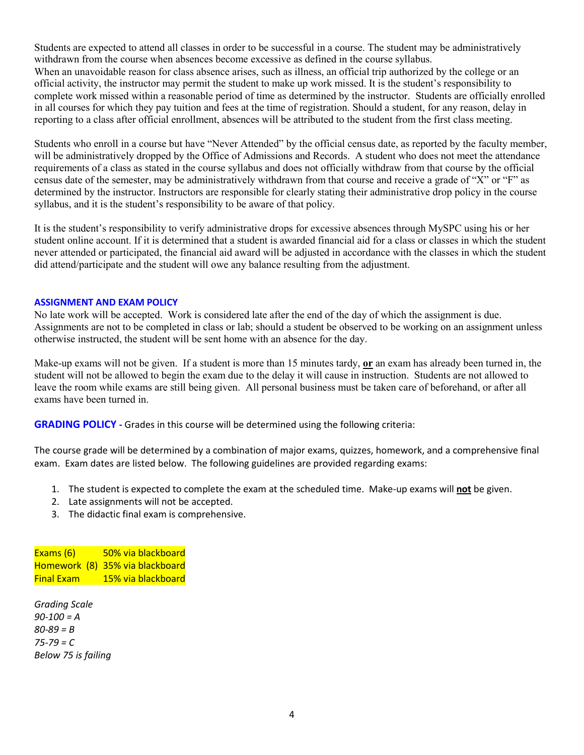Students are expected to attend all classes in order to be successful in a course. The student may be administratively withdrawn from the course when absences become excessive as defined in the course syllabus.
When an unavoidable reason for class absence arises, such as illness, an official trip authorized by the college or an official activity, the instructor may permit the student to make up work missed. It is the student's responsibility to complete work missed within a reasonable period of time as determined by the instructor. Students are officially enrolled in all courses for which they pay tuition and fees at the time of registration. Should a student, for any reason, delay in reporting to a class after official enrollment, absences will be attributed to the student from the first class meeting.

Students who enroll in a course but have "Never Attended" by the official census date, as reported by the faculty member, will be administratively dropped by the Office of Admissions and Records. A student who does not meet the attendance requirements of a class as stated in the course syllabus and does not officially withdraw from that course by the official census date of the semester, may be administratively withdrawn from that course and receive a grade of "X" or "F" as determined by the instructor. Instructors are responsible for clearly stating their administrative drop policy in the course syllabus, and it is the student's responsibility to be aware of that policy.

It is the student's responsibility to verify administrative drops for excessive absences through MySPC using his or her student online account. If it is determined that a student is awarded financial aid for a class or classes in which the student never attended or participated, the financial aid award will be adjusted in accordance with the classes in which the student did attend/participate and the student will owe any balance resulting from the adjustment.

## ASSIGNMENT AND EXAM POLICY

No late work will be accepted. Work is considered late after the end of the day of which the assignment is due. Assignments are not to be completed in class or lab; should a student be observed to be working on an assignment unless otherwise instructed, the student will be sent home with an absence for the day.

Make-up exams will not be given. If a student is more than 15 minutes tardy, **<u>or</u>** an exam has already been turned in, the student will not be allowed to begin the exam due to the delay it will cause in instruction. Students are not allowed to leave the room while exams are still being given. All personal business must be taken care of beforehand, or after all exams have been turned in.

**GRADING POLICY -** Grades in this course will be determined using the following criteria:

The course grade will be determined by a combination of major exams, quizzes, homework, and a comprehensive final exam. Exam dates are listed below. The following guidelines are provided regarding exams:

1. The student is expected to complete the exam at the scheduled time. Make-up exams will **<u>not</u>** be given.
2. Late assignments will not be accepted.
3. The didactic final exam is comprehensive.

| | |
|---|---|
| Exams (6) | 50% via blackboard |
| Homework (8) | 35% via blackboard |
| Final Exam | 15% via blackboard |

*Grading Scale*
*90-100 = A*
*80-89 = B*
*75-79 = C*
*Below 75 is failing*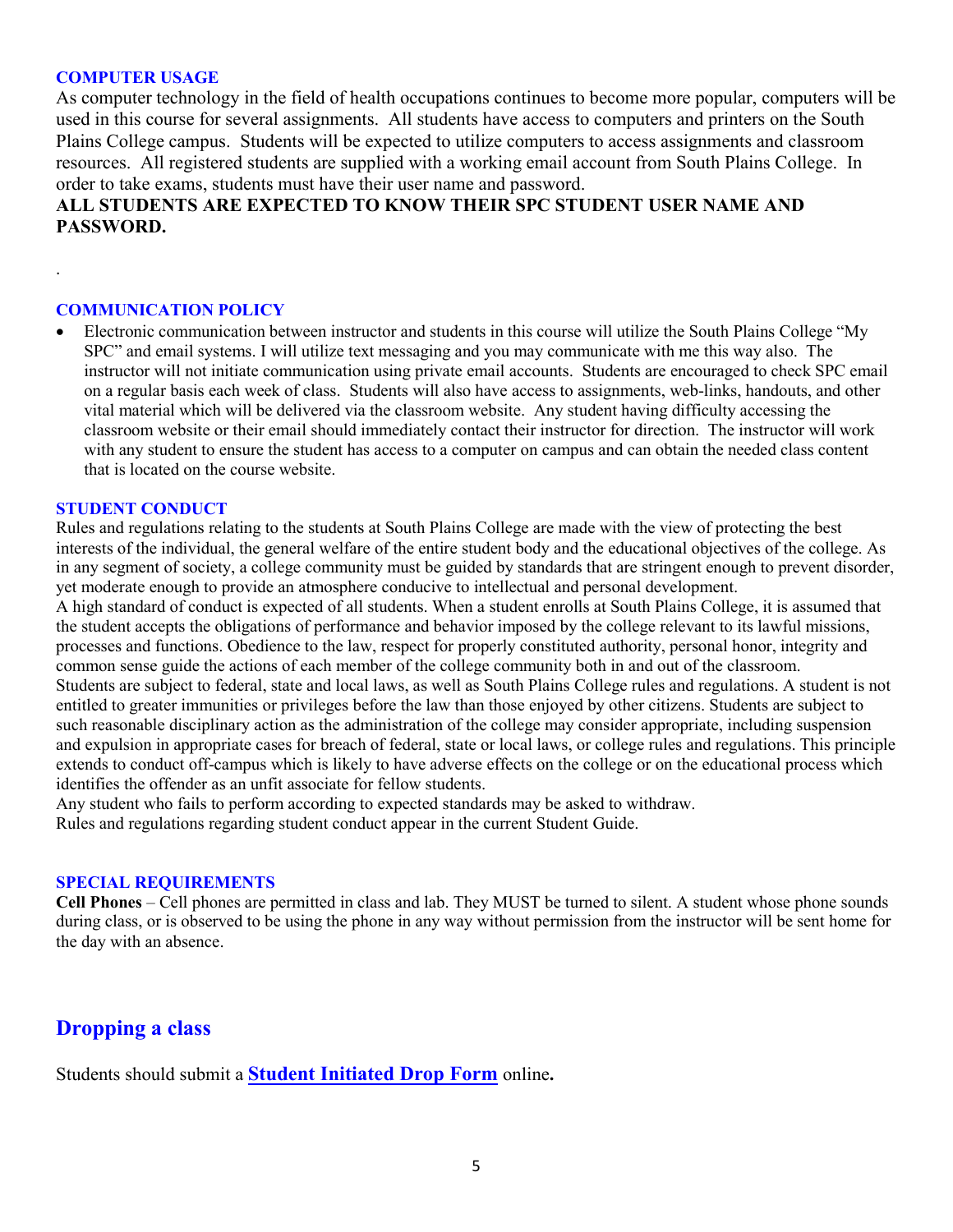### COMPUTER USAGE

As computer technology in the field of health occupations continues to become more popular, computers will be used in this course for several assignments. All students have access to computers and printers on the South Plains College campus. Students will be expected to utilize computers to access assignments and classroom resources. All registered students are supplied with a working email account from South Plains College. In order to take exams, students must have their user name and password.

**ALL STUDENTS ARE EXPECTED TO KNOW THEIR SPC STUDENT USER NAME AND PASSWORD.**

.

### COMMUNICATION POLICY

- Electronic communication between instructor and students in this course will utilize the South Plains College "My SPC" and email systems. I will utilize text messaging and you may communicate with me this way also. The instructor will not initiate communication using private email accounts. Students are encouraged to check SPC email on a regular basis each week of class. Students will also have access to assignments, web-links, handouts, and other vital material which will be delivered via the classroom website. Any student having difficulty accessing the classroom website or their email should immediately contact their instructor for direction. The instructor will work with any student to ensure the student has access to a computer on campus and can obtain the needed class content that is located on the course website.

### STUDENT CONDUCT

Rules and regulations relating to the students at South Plains College are made with the view of protecting the best interests of the individual, the general welfare of the entire student body and the educational objectives of the college. As in any segment of society, a college community must be guided by standards that are stringent enough to prevent disorder, yet moderate enough to provide an atmosphere conducive to intellectual and personal development.

A high standard of conduct is expected of all students. When a student enrolls at South Plains College, it is assumed that the student accepts the obligations of performance and behavior imposed by the college relevant to its lawful missions, processes and functions. Obedience to the law, respect for properly constituted authority, personal honor, integrity and common sense guide the actions of each member of the college community both in and out of the classroom.

Students are subject to federal, state and local laws, as well as South Plains College rules and regulations. A student is not entitled to greater immunities or privileges before the law than those enjoyed by other citizens. Students are subject to such reasonable disciplinary action as the administration of the college may consider appropriate, including suspension and expulsion in appropriate cases for breach of federal, state or local laws, or college rules and regulations. This principle extends to conduct off-campus which is likely to have adverse effects on the college or on the educational process which identifies the offender as an unfit associate for fellow students.

Any student who fails to perform according to expected standards may be asked to withdraw.

Rules and regulations regarding student conduct appear in the current Student Guide.

### SPECIAL REQUIREMENTS

**Cell Phones** – Cell phones are permitted in class and lab. They MUST be turned to silent. A student whose phone sounds during class, or is observed to be using the phone in any way without permission from the instructor will be sent home for the day with an absence.

## Dropping a class

Students should submit a **Student Initiated Drop Form** online**.**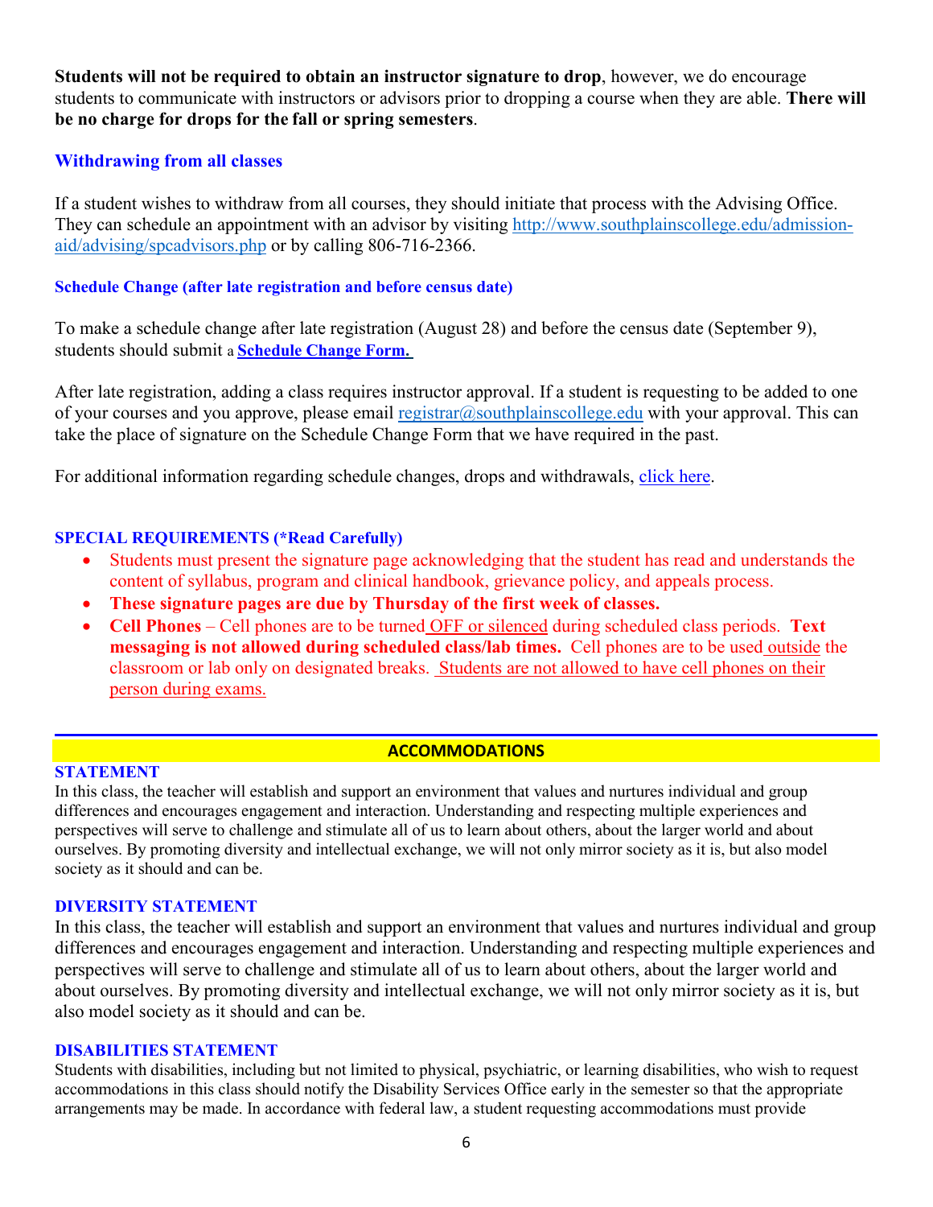**Students will not be required to obtain an instructor signature to drop**, however, we do encourage students to communicate with instructors or advisors prior to dropping a course when they are able. **There will be no charge for drops for the fall or spring semesters**.

### Withdrawing from all classes

If a student wishes to withdraw from all courses, they should initiate that process with the Advising Office. They can schedule an appointment with an advisor by visiting http://www.southplainscollege.edu/admission-aid/advising/spcadvisors.php or by calling 806-716-2366.

#### Schedule Change (after late registration and before census date)

To make a schedule change after late registration (August 28) and before the census date (September 9), students should submit a **Schedule Change Form.**

After late registration, adding a class requires instructor approval. If a student is requesting to be added to one of your courses and you approve, please email registrar@southplainscollege.edu with your approval. This can take the place of signature on the Schedule Change Form that we have required in the past.

For additional information regarding schedule changes, drops and withdrawals, click here.

### SPECIAL REQUIREMENTS (*Read Carefully)

- Students must present the signature page acknowledging that the student has read and understands the content of syllabus, program and clinical handbook, grievance policy, and appeals process.
- **These signature pages are due by Thursday of the first week of classes.**
- **Cell Phones** – Cell phones are to be turned OFF or silenced during scheduled class periods. **Text messaging is not allowed during scheduled class/lab times.** Cell phones are to be used outside the classroom or lab only on designated breaks. Students are not allowed to have cell phones on their person during exams.

## ACCOMMODATIONS

### STATEMENT

In this class, the teacher will establish and support an environment that values and nurtures individual and group differences and encourages engagement and interaction. Understanding and respecting multiple experiences and perspectives will serve to challenge and stimulate all of us to learn about others, about the larger world and about ourselves. By promoting diversity and intellectual exchange, we will not only mirror society as it is, but also model society as it should and can be.

### DIVERSITY STATEMENT

In this class, the teacher will establish and support an environment that values and nurtures individual and group differences and encourages engagement and interaction. Understanding and respecting multiple experiences and perspectives will serve to challenge and stimulate all of us to learn about others, about the larger world and about ourselves. By promoting diversity and intellectual exchange, we will not only mirror society as it is, but also model society as it should and can be.

### DISABILITIES STATEMENT

Students with disabilities, including but not limited to physical, psychiatric, or learning disabilities, who wish to request accommodations in this class should notify the Disability Services Office early in the semester so that the appropriate arrangements may be made. In accordance with federal law, a student requesting accommodations must provide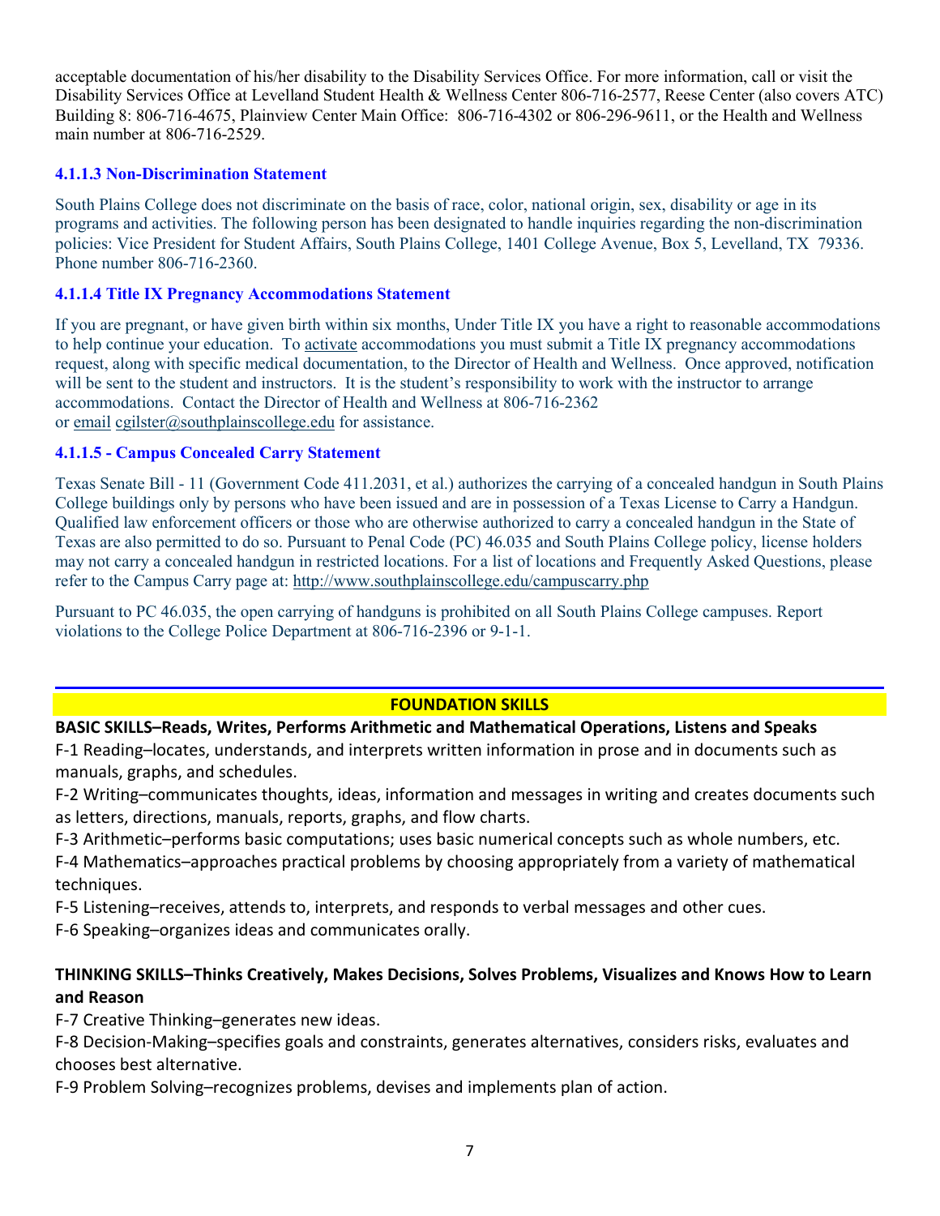acceptable documentation of his/her disability to the Disability Services Office. For more information, call or visit the Disability Services Office at Levelland Student Health & Wellness Center 806-716-2577, Reese Center (also covers ATC) Building 8: 806-716-4675, Plainview Center Main Office: 806-716-4302 or 806-296-9611, or the Health and Wellness main number at 806-716-2529.

#### 4.1.1.3 Non-Discrimination Statement

South Plains College does not discriminate on the basis of race, color, national origin, sex, disability or age in its programs and activities. The following person has been designated to handle inquiries regarding the non-discrimination policies: Vice President for Student Affairs, South Plains College, 1401 College Avenue, Box 5, Levelland, TX 79336. Phone number 806-716-2360.

#### 4.1.1.4 Title IX Pregnancy Accommodations Statement

If you are pregnant, or have given birth within six months, Under Title IX you have a right to reasonable accommodations to help continue your education. To activate accommodations you must submit a Title IX pregnancy accommodations request, along with specific medical documentation, to the Director of Health and Wellness. Once approved, notification will be sent to the student and instructors. It is the student's responsibility to work with the instructor to arrange accommodations. Contact the Director of Health and Wellness at 806-716-2362 or email cgilster@southplainscollege.edu for assistance.

#### 4.1.1.5 - Campus Concealed Carry Statement

Texas Senate Bill - 11 (Government Code 411.2031, et al.) authorizes the carrying of a concealed handgun in South Plains College buildings only by persons who have been issued and are in possession of a Texas License to Carry a Handgun. Qualified law enforcement officers or those who are otherwise authorized to carry a concealed handgun in the State of Texas are also permitted to do so. Pursuant to Penal Code (PC) 46.035 and South Plains College policy, license holders may not carry a concealed handgun in restricted locations. For a list of locations and Frequently Asked Questions, please refer to the Campus Carry page at: http://www.southplainscollege.edu/campuscarry.php

Pursuant to PC 46.035, the open carrying of handguns is prohibited on all South Plains College campuses. Report violations to the College Police Department at 806-716-2396 or 9-1-1.

---

## FOUNDATION SKILLS

**BASIC SKILLS–Reads, Writes, Performs Arithmetic and Mathematical Operations, Listens and Speaks**

F-1 Reading–locates, understands, and interprets written information in prose and in documents such as manuals, graphs, and schedules.

F-2 Writing–communicates thoughts, ideas, information and messages in writing and creates documents such as letters, directions, manuals, reports, graphs, and flow charts.

F-3 Arithmetic–performs basic computations; uses basic numerical concepts such as whole numbers, etc.

F-4 Mathematics–approaches practical problems by choosing appropriately from a variety of mathematical techniques.

F-5 Listening–receives, attends to, interprets, and responds to verbal messages and other cues.

F-6 Speaking–organizes ideas and communicates orally.

**THINKING SKILLS–Thinks Creatively, Makes Decisions, Solves Problems, Visualizes and Knows How to Learn and Reason**

F-7 Creative Thinking–generates new ideas.

F-8 Decision-Making–specifies goals and constraints, generates alternatives, considers risks, evaluates and chooses best alternative.

F-9 Problem Solving–recognizes problems, devises and implements plan of action.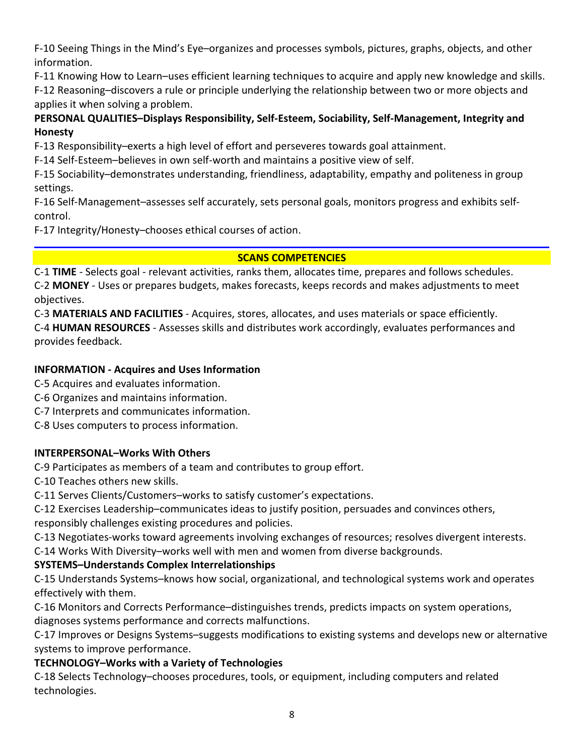F-10 Seeing Things in the Mind's Eye–organizes and processes symbols, pictures, graphs, objects, and other information.

F-11 Knowing How to Learn–uses efficient learning techniques to acquire and apply new knowledge and skills.

F-12 Reasoning–discovers a rule or principle underlying the relationship between two or more objects and applies it when solving a problem.

**PERSONAL QUALITIES–Displays Responsibility, Self-Esteem, Sociability, Self-Management, Integrity and Honesty**

F-13 Responsibility–exerts a high level of effort and perseveres towards goal attainment.

F-14 Self-Esteem–believes in own self-worth and maintains a positive view of self.

F-15 Sociability–demonstrates understanding, friendliness, adaptability, empathy and politeness in group settings.

F-16 Self-Management–assesses self accurately, sets personal goals, monitors progress and exhibits self-control.

F-17 Integrity/Honesty–chooses ethical courses of action.

## SCANS COMPETENCIES

C-1 **TIME** - Selects goal - relevant activities, ranks them, allocates time, prepares and follows schedules.

C-2 **MONEY** - Uses or prepares budgets, makes forecasts, keeps records and makes adjustments to meet objectives.

C-3 **MATERIALS AND FACILITIES** - Acquires, stores, allocates, and uses materials or space efficiently.

C-4 **HUMAN RESOURCES** - Assesses skills and distributes work accordingly, evaluates performances and provides feedback.

**INFORMATION - Acquires and Uses Information**

C-5 Acquires and evaluates information.

C-6 Organizes and maintains information.

C-7 Interprets and communicates information.

C-8 Uses computers to process information.

**INTERPERSONAL–Works With Others**

C-9 Participates as members of a team and contributes to group effort.

C-10 Teaches others new skills.

C-11 Serves Clients/Customers–works to satisfy customer's expectations.

C-12 Exercises Leadership–communicates ideas to justify position, persuades and convinces others, responsibly challenges existing procedures and policies.

C-13 Negotiates-works toward agreements involving exchanges of resources; resolves divergent interests.

C-14 Works With Diversity–works well with men and women from diverse backgrounds.

**SYSTEMS–Understands Complex Interrelationships**

C-15 Understands Systems–knows how social, organizational, and technological systems work and operates effectively with them.

C-16 Monitors and Corrects Performance–distinguishes trends, predicts impacts on system operations, diagnoses systems performance and corrects malfunctions.

C-17 Improves or Designs Systems–suggests modifications to existing systems and develops new or alternative systems to improve performance.

**TECHNOLOGY–Works with a Variety of Technologies**

C-18 Selects Technology–chooses procedures, tools, or equipment, including computers and related technologies.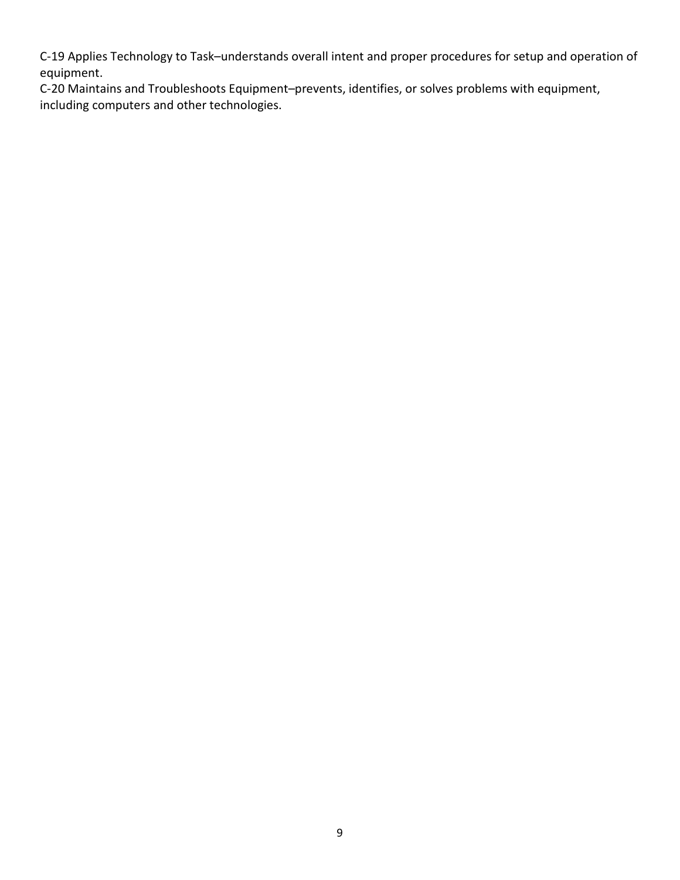C-19 Applies Technology to Task–understands overall intent and proper procedures for setup and operation of equipment.

C-20 Maintains and Troubleshoots Equipment–prevents, identifies, or solves problems with equipment, including computers and other technologies.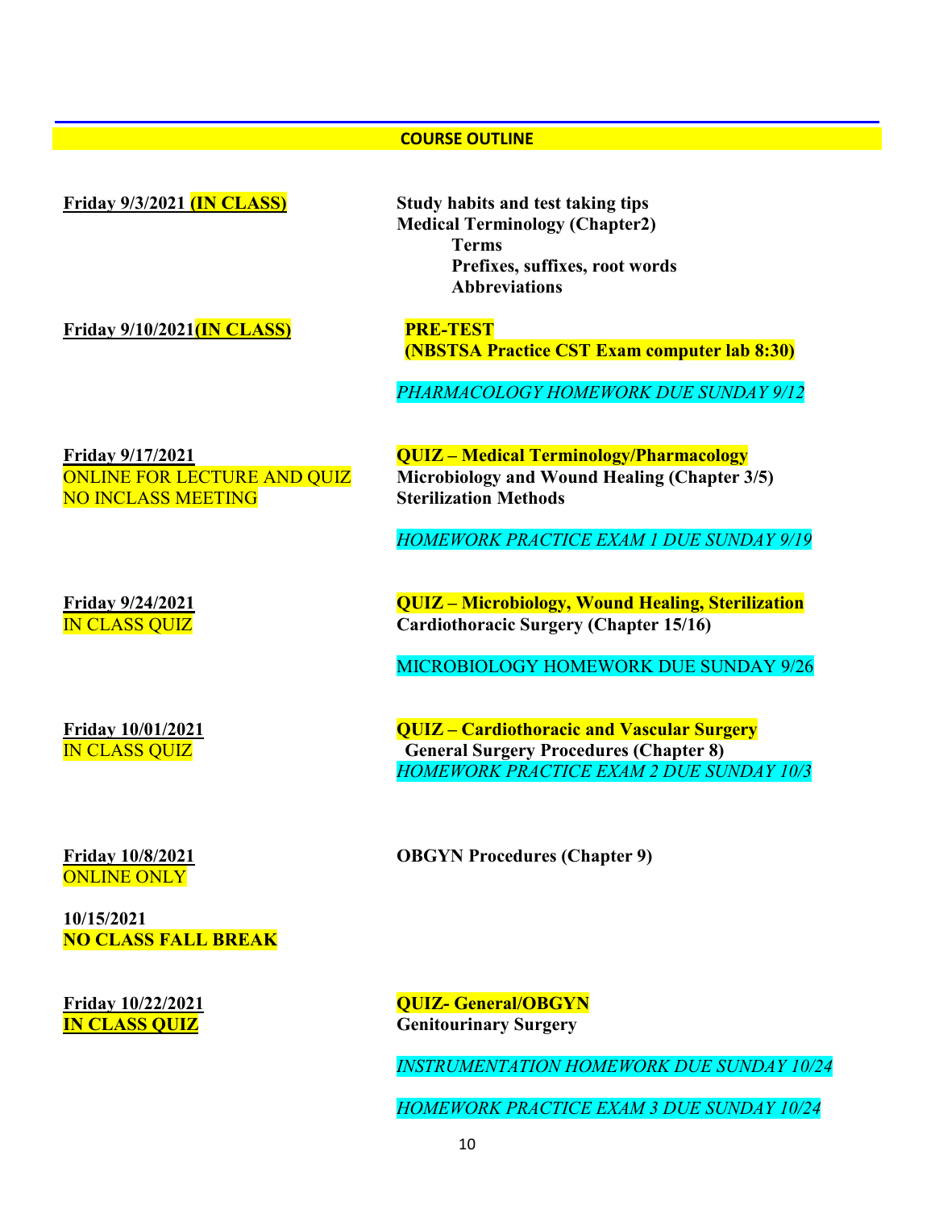## COURSE OUTLINE

| Date | Topics |
| --- | --- |
| **Friday 9/3/2021 (IN CLASS)** | **Study habits and test taking tips**<br>**Medical Terminology (Chapter2)**<br>**Terms**<br>**Prefixes, suffixes, root words**<br>**Abbreviations** |
| **Friday 9/10/2021(IN CLASS)** | **PRE-TEST**<br>**(NBSTSA Practice CST Exam computer lab 8:30)**<br>*PHARMACOLOGY HOMEWORK DUE SUNDAY 9/12* |
| **Friday 9/17/2021**<br>ONLINE FOR LECTURE AND QUIZ<br>NO INCLASS MEETING | **QUIZ – Medical Terminology/Pharmacology**<br>**Microbiology and Wound Healing (Chapter 3/5)**<br>**Sterilization Methods**<br>*HOMEWORK PRACTICE EXAM 1 DUE SUNDAY 9/19* |
| **Friday 9/24/2021**<br>IN CLASS QUIZ | **QUIZ – Microbiology, Wound Healing, Sterilization**<br>**Cardiothoracic Surgery (Chapter 15/16)**<br>MICROBIOLOGY HOMEWORK DUE SUNDAY 9/26 |
| **Friday 10/01/2021**<br>IN CLASS QUIZ | **QUIZ – Cardiothoracic and Vascular Surgery**<br>**General Surgery Procedures (Chapter 8)**<br>*HOMEWORK PRACTICE EXAM 2 DUE SUNDAY 10/3* |
| **Friday 10/8/2021**<br>ONLINE ONLY | **OBGYN Procedures (Chapter 9)** |
| **10/15/2021**<br>**NO CLASS FALL BREAK** | |
| **Friday 10/22/2021**<br>**IN CLASS QUIZ** | **QUIZ- General/OBGYN**<br>**Genitourinary Surgery**<br>*INSTRUMENTATION HOMEWORK DUE SUNDAY 10/24*<br>*HOMEWORK PRACTICE EXAM 3 DUE SUNDAY 10/24* |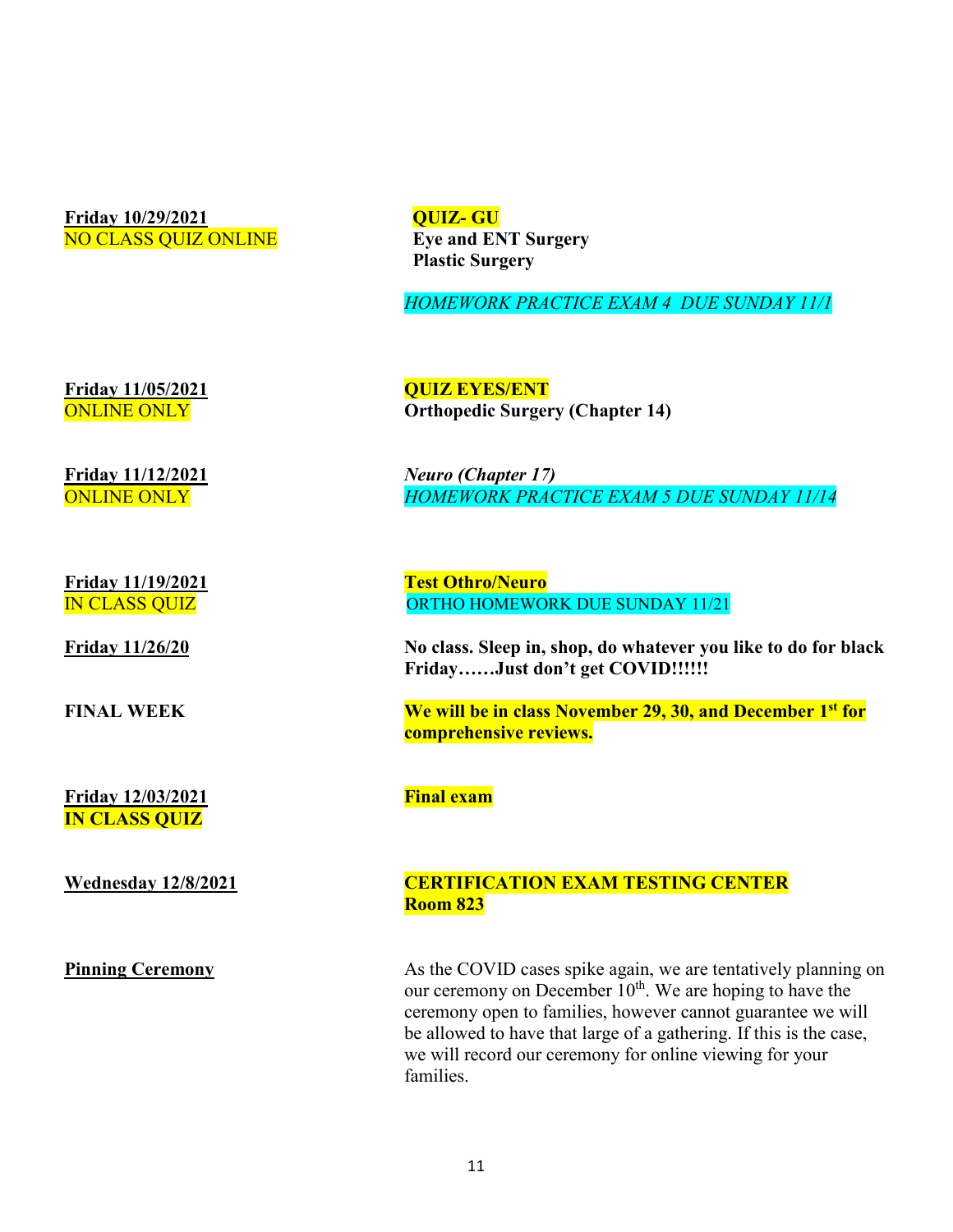| | |
|---|---|
| **Friday 10/29/2021**<br>NO CLASS QUIZ ONLINE | **QUIZ- GU**<br>**Eye and ENT Surgery**<br>**Plastic Surgery**<br><br>*HOMEWORK PRACTICE EXAM 4 DUE SUNDAY 11/1* |
| **Friday 11/05/2021**<br>ONLINE ONLY | **QUIZ EYES/ENT**<br>**Orthopedic Surgery (Chapter 14)** |
| **Friday 11/12/2021**<br>ONLINE ONLY | *Neuro (Chapter 17)*<br>*HOMEWORK PRACTICE EXAM 5 DUE SUNDAY 11/14* |
| **Friday 11/19/2021**<br>IN CLASS QUIZ | **Test Othro/Neuro**<br>ORTHO HOMEWORK DUE SUNDAY 11/21 |
| **Friday 11/26/20** | **No class. Sleep in, shop, do whatever you like to do for black Friday……Just don't get COVID!!!!!!** |
| **FINAL WEEK** | **We will be in class November 29, 30, and December 1st for comprehensive reviews.** |
| **Friday 12/03/2021**<br>**IN CLASS QUIZ** | **Final exam** |
| **Wednesday 12/8/2021** | **CERTIFICATION EXAM TESTING CENTER**<br>**Room 823** |
| **Pinning Ceremony** | As the COVID cases spike again, we are tentatively planning on our ceremony on December 10th. We are hoping to have the ceremony open to families, however cannot guarantee we will be allowed to have that large of a gathering. If this is the case, we will record our ceremony for online viewing for your families. |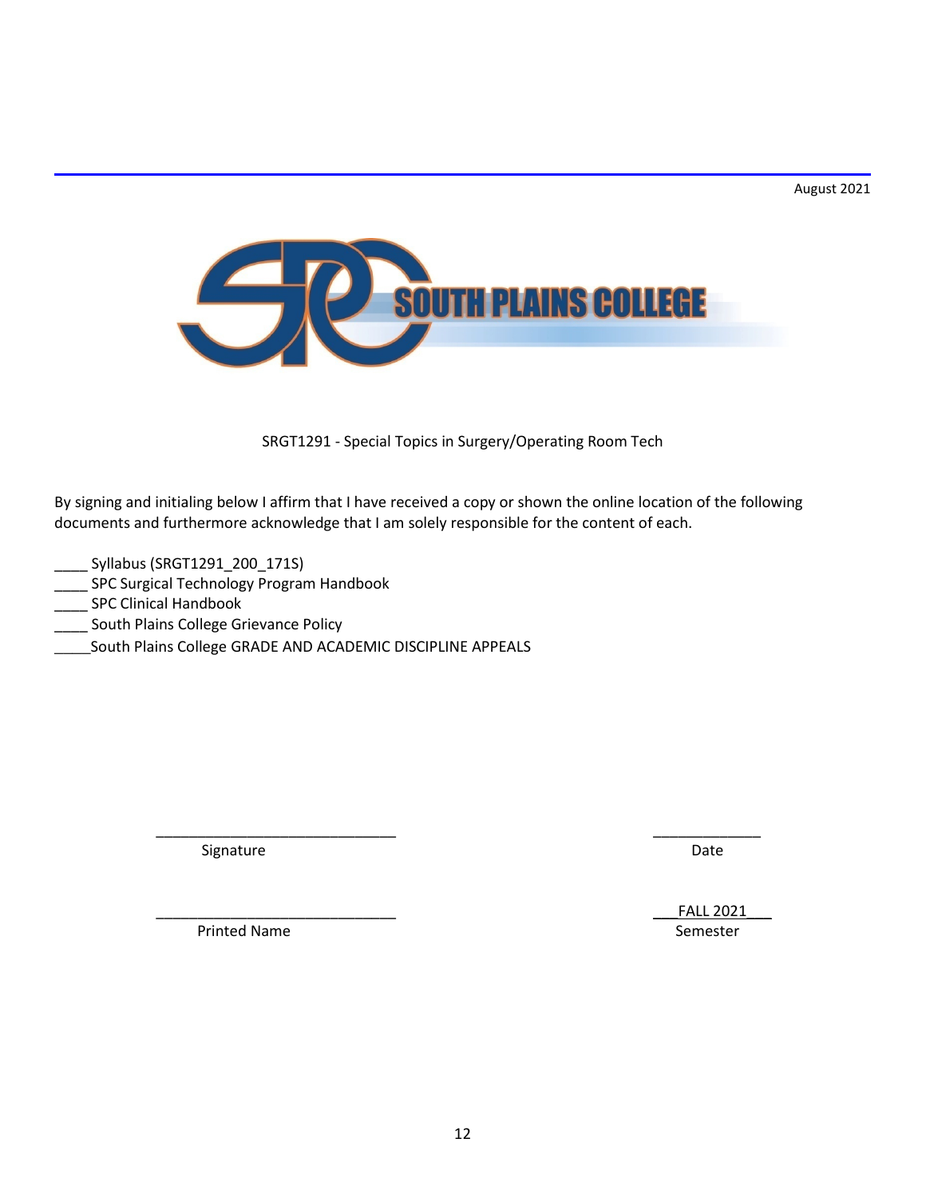August 2021

SOUTH PLAINS COLLEGE

SRGT1291 - Special Topics in Surgery/Operating Room Tech

By signing and initialing below I affirm that I have received a copy or shown the online location of the following documents and furthermore acknowledge that I am solely responsible for the content of each.

____ Syllabus (SRGT1291_200_171S)
____ SPC Surgical Technology Program Handbook
____ SPC Clinical Handbook
____ South Plains College Grievance Policy
_____South Plains College GRADE AND ACADEMIC DISCIPLINE APPEALS

_____________________________ Signature

_____________ Date

_____________________________ Printed Name

___FALL 2021___ Semester